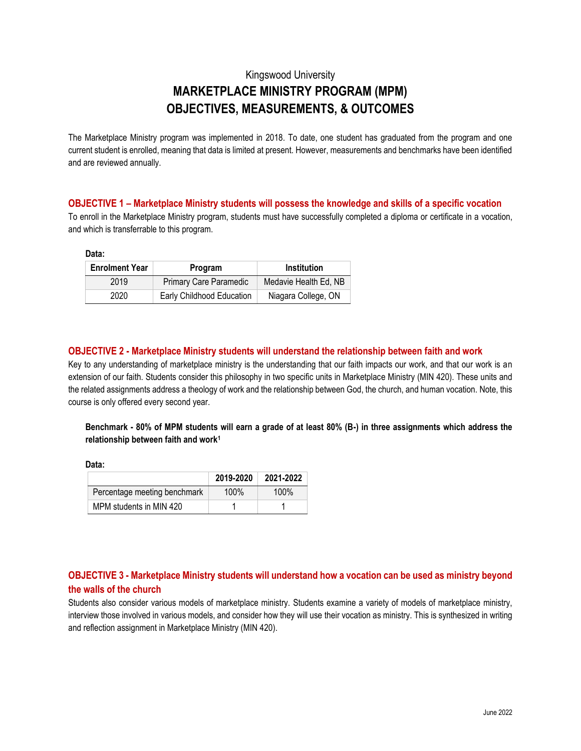Kingswood University

# MARKETPLACE MINISTRY PROGRAM (MPM) OBJECTIVES, MEASUREMENTS, & OUTCOMES

The Marketplace Ministry program was implemented in 2018. To date, one student has graduated from the program and one current student is enrolled, meaning that data is limited at present. However, measurements and benchmarks have been identified and are reviewed annually.

## OBJECTIVE 1 – Marketplace Ministry students will possess the knowledge and skills of a specific vocation

To enroll in the Marketplace Ministry program, students must have successfully completed a diploma or certificate in a vocation, and which is transferrable to this program.

**Data:**

| Enrolment Year | Program | Institution |
|---|---|---|
| 2019 | Primary Care Paramedic | Medavie Health Ed, NB |
| 2020 | Early Childhood Education | Niagara College, ON |

## OBJECTIVE 2 - Marketplace Ministry students will understand the relationship between faith and work

Key to any understanding of marketplace ministry is the understanding that our faith impacts our work, and that our work is an extension of our faith. Students consider this philosophy in two specific units in Marketplace Ministry (MIN 420). These units and the related assignments address a theology of work and the relationship between God, the church, and human vocation. Note, this course is only offered every second year.

**Benchmark - 80% of MPM students will earn a grade of at least 80% (B-) in three assignments which address the relationship between faith and work[1]**

**Data:**

| | 2019-2020 | 2021-2022 |
|---|---|---|
| Percentage meeting benchmark | 100% | 100% |
| MPM students in MIN 420 | 1 | 1 |

## OBJECTIVE 3 - Marketplace Ministry students will understand how a vocation can be used as ministry beyond the walls of the church

Students also consider various models of marketplace ministry. Students examine a variety of models of marketplace ministry, interview those involved in various models, and consider how they will use their vocation as ministry. This is synthesized in writing and reflection assignment in Marketplace Ministry (MIN 420).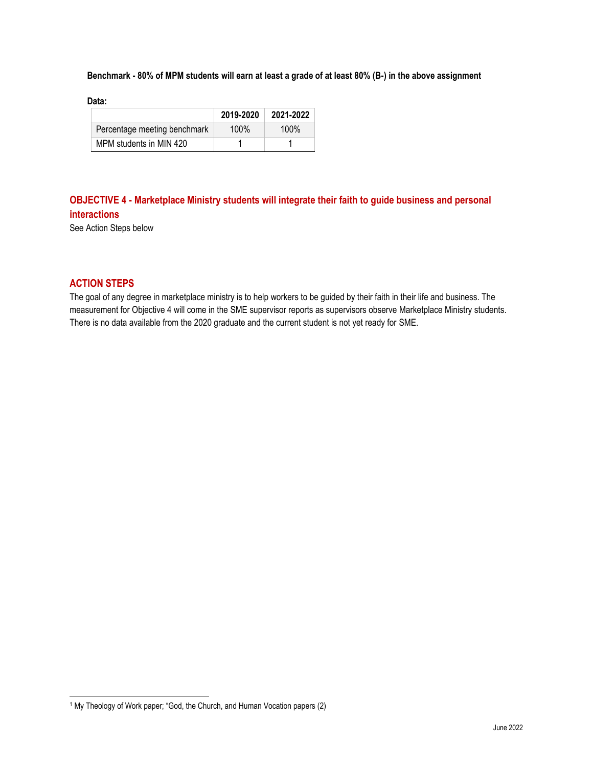**Benchmark - 80% of MPM students will earn at least a grade of at least 80% (B-) in the above assignment**

**Data:**

| | 2019-2020 | 2021-2022 |
|---|---|---|
| Percentage meeting benchmark | 100% | 100% |
| MPM students in MIN 420 | 1 | 1 |

## OBJECTIVE 4 - Marketplace Ministry students will integrate their faith to guide business and personal interactions

See Action Steps below

## ACTION STEPS

The goal of any degree in marketplace ministry is to help workers to be guided by their faith in their life and business. The measurement for Objective 4 will come in the SME supervisor reports as supervisors observe Marketplace Ministry students. There is no data available from the 2020 graduate and the current student is not yet ready for SME.

---

[1] My Theology of Work paper; "God, the Church, and Human Vocation papers (2)